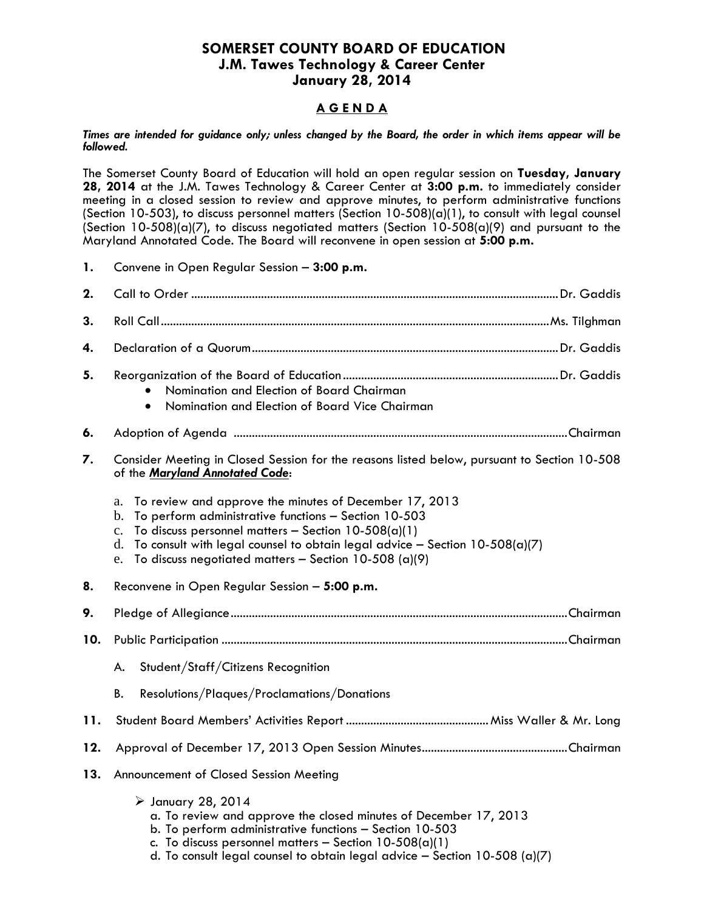# SOMERSET COUNTY BOARD OF EDUCATION
## J.M. Tawes Technology & Career Center
## January 28, 2014

### A G E N D A

***Times are intended for guidance only; unless changed by the Board, the order in which items appear will be followed.***

The Somerset County Board of Education will hold an open regular session on **Tuesday, January 28, 2014** at the J.M. Tawes Technology & Career Center at **3:00 p.m.** to immediately consider meeting in a closed session to review and approve minutes, to perform administrative functions (Section 10-503), to discuss personnel matters (Section 10-508)(a)(1), to consult with legal counsel (Section 10-508)(a)(7), to discuss negotiated matters (Section 10-508(a)(9) and pursuant to the Maryland Annotated Code. The Board will reconvene in open session at **5:00 p.m.**

**1.** Convene in Open Regular Session – **3:00 p.m.**

**2.** Call to Order ........................................ Dr. Gaddis

**3.** Roll Call ........................................ Ms. Tilghman

**4.** Declaration of a Quorum ........................................ Dr. Gaddis

**5.** Reorganization of the Board of Education ........................................ Dr. Gaddis
- Nomination and Election of Board Chairman
- Nomination and Election of Board Vice Chairman

**6.** Adoption of Agenda ........................................ Chairman

**7.** Consider Meeting in Closed Session for the reasons listed below, pursuant to Section 10-508 of the ***Maryland Annotated Code***:

a. To review and approve the minutes of December 17, 2013
b. To perform administrative functions – Section 10-503
c. To discuss personnel matters – Section 10-508(a)(1)
d. To consult with legal counsel to obtain legal advice – Section 10-508(a)(7)
e. To discuss negotiated matters – Section 10-508 (a)(9)

**8.** Reconvene in Open Regular Session – **5:00 p.m.**

**9.** Pledge of Allegiance ........................................ Chairman

**10.** Public Participation ........................................ Chairman

A. Student/Staff/Citizens Recognition

B. Resolutions/Plaques/Proclamations/Donations

**11.** Student Board Members' Activities Report ........................................ Miss Waller & Mr. Long

**12.** Approval of December 17, 2013 Open Session Minutes ........................................ Chairman

**13.** Announcement of Closed Session Meeting

- January 28, 2014
  a. To review and approve the closed minutes of December 17, 2013
  b. To perform administrative functions – Section 10-503
  c. To discuss personnel matters – Section 10-508(a)(1)
  d. To consult legal counsel to obtain legal advice – Section 10-508 (a)(7)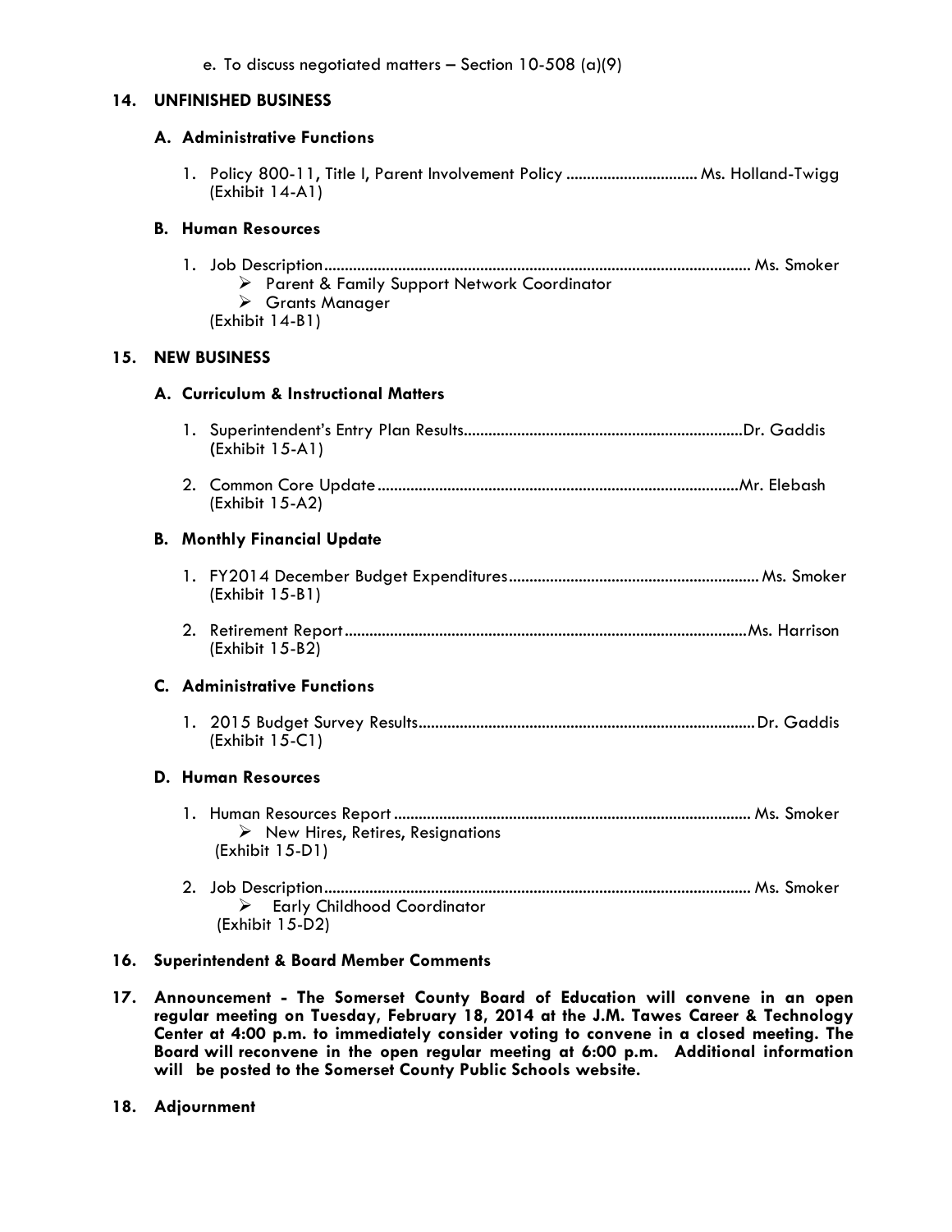e. To discuss negotiated matters – Section 10-508 (a)(9)

## 14. UNFINISHED BUSINESS

### A. Administrative Functions

1. Policy 800-11, Title I, Parent Involvement Policy ................................ Ms. Holland-Twigg
   (Exhibit 14-A1)

### B. Human Resources

1. Job Description........................................................................................................ Ms. Smoker
   - Parent & Family Support Network Coordinator
   - Grants Manager

   (Exhibit 14-B1)

## 15. NEW BUSINESS

### A. Curriculum & Instructional Matters

1. Superintendent's Entry Plan Results...................................................................Dr. Gaddis
   (Exhibit 15-A1)

2. Common Core Update.......................................................................................Mr. Elebash
   (Exhibit 15-A2)

### B. Monthly Financial Update

1. FY2014 December Budget Expenditures............................................................Ms. Smoker
   (Exhibit 15-B1)

2. Retirement Report.................................................................................................Ms. Harrison
   (Exhibit 15-B2)

### C. Administrative Functions

1. 2015 Budget Survey Results.................................................................................Dr. Gaddis
   (Exhibit 15-C1)

### D. Human Resources

1. Human Resources Report...................................................................................... Ms. Smoker
   - New Hires, Retires, Resignations

   (Exhibit 15-D1)

2. Job Description........................................................................................................ Ms. Smoker
   - Early Childhood Coordinator

   (Exhibit 15-D2)

## 16. Superintendent & Board Member Comments

## 17. Announcement - The Somerset County Board of Education will convene in an open regular meeting on Tuesday, February 18, 2014 at the J.M. Tawes Career & Technology Center at 4:00 p.m. to immediately consider voting to convene in a closed meeting. The Board will reconvene in the open regular meeting at 6:00 p.m. Additional information will be posted to the Somerset County Public Schools website.

## 18. Adjournment